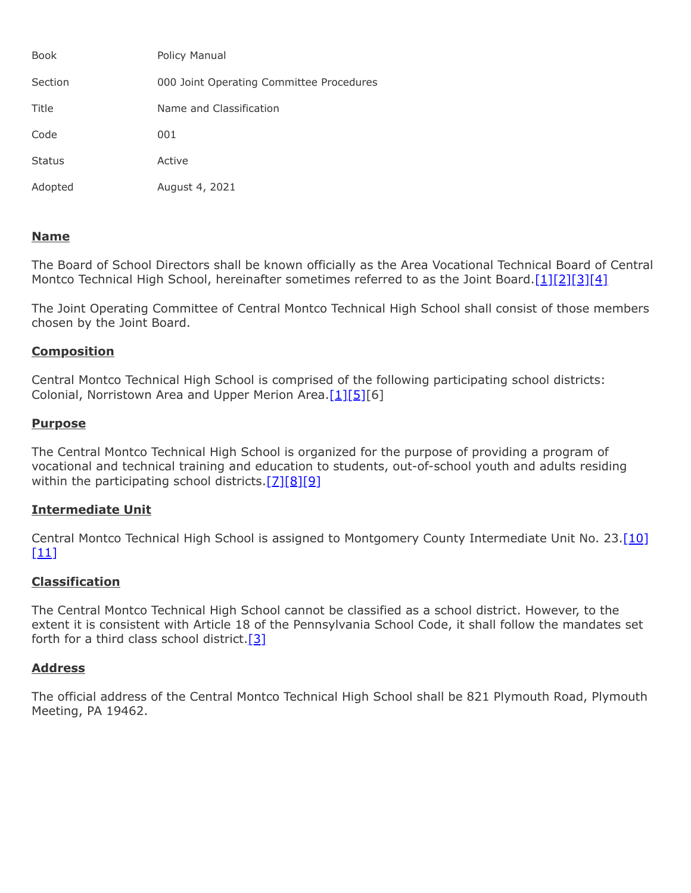| | |
|---|---|
| Book | Policy Manual |
| Section | 000 Joint Operating Committee Procedures |
| Title | Name and Classification |
| Code | 001 |
| Status | Active |
| Adopted | August 4, 2021 |

## Name

The Board of School Directors shall be known officially as the Area Vocational Technical Board of Central Montco Technical High School, hereinafter sometimes referred to as the Joint Board.[1][2][3][4]

The Joint Operating Committee of Central Montco Technical High School shall consist of those members chosen by the Joint Board.

## Composition

Central Montco Technical High School is comprised of the following participating school districts: Colonial, Norristown Area and Upper Merion Area.[1][5][6]

## Purpose

The Central Montco Technical High School is organized for the purpose of providing a program of vocational and technical training and education to students, out-of-school youth and adults residing within the participating school districts.[7][8][9]

## Intermediate Unit

Central Montco Technical High School is assigned to Montgomery County Intermediate Unit No. 23.[10][11]

## Classification

The Central Montco Technical High School cannot be classified as a school district. However, to the extent it is consistent with Article 18 of the Pennsylvania School Code, it shall follow the mandates set forth for a third class school district.[3]

## Address

The official address of the Central Montco Technical High School shall be 821 Plymouth Road, Plymouth Meeting, PA 19462.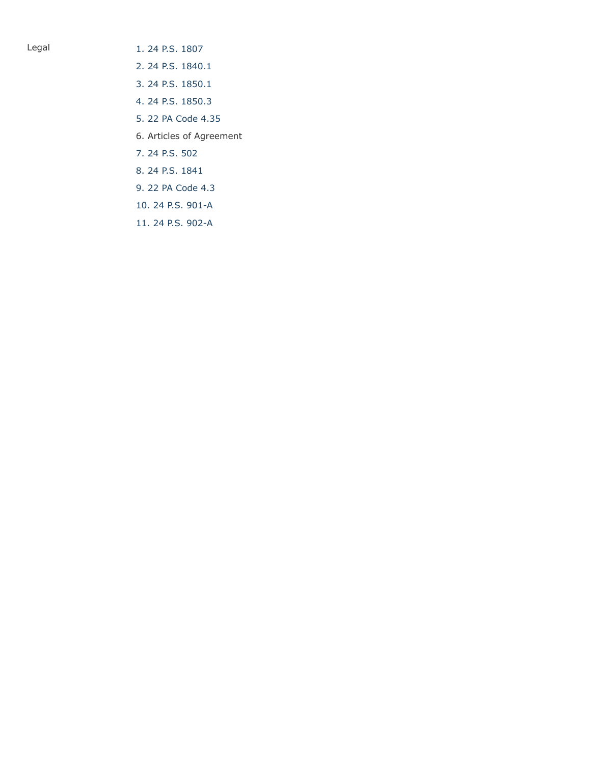Legal

1. 24 P.S. 1807
2. 24 P.S. 1840.1
3. 24 P.S. 1850.1
4. 24 P.S. 1850.3
5. 22 PA Code 4.35
6. Articles of Agreement
7. 24 P.S. 502
8. 24 P.S. 1841
9. 22 PA Code 4.3
10. 24 P.S. 901-A
11. 24 P.S. 902-A